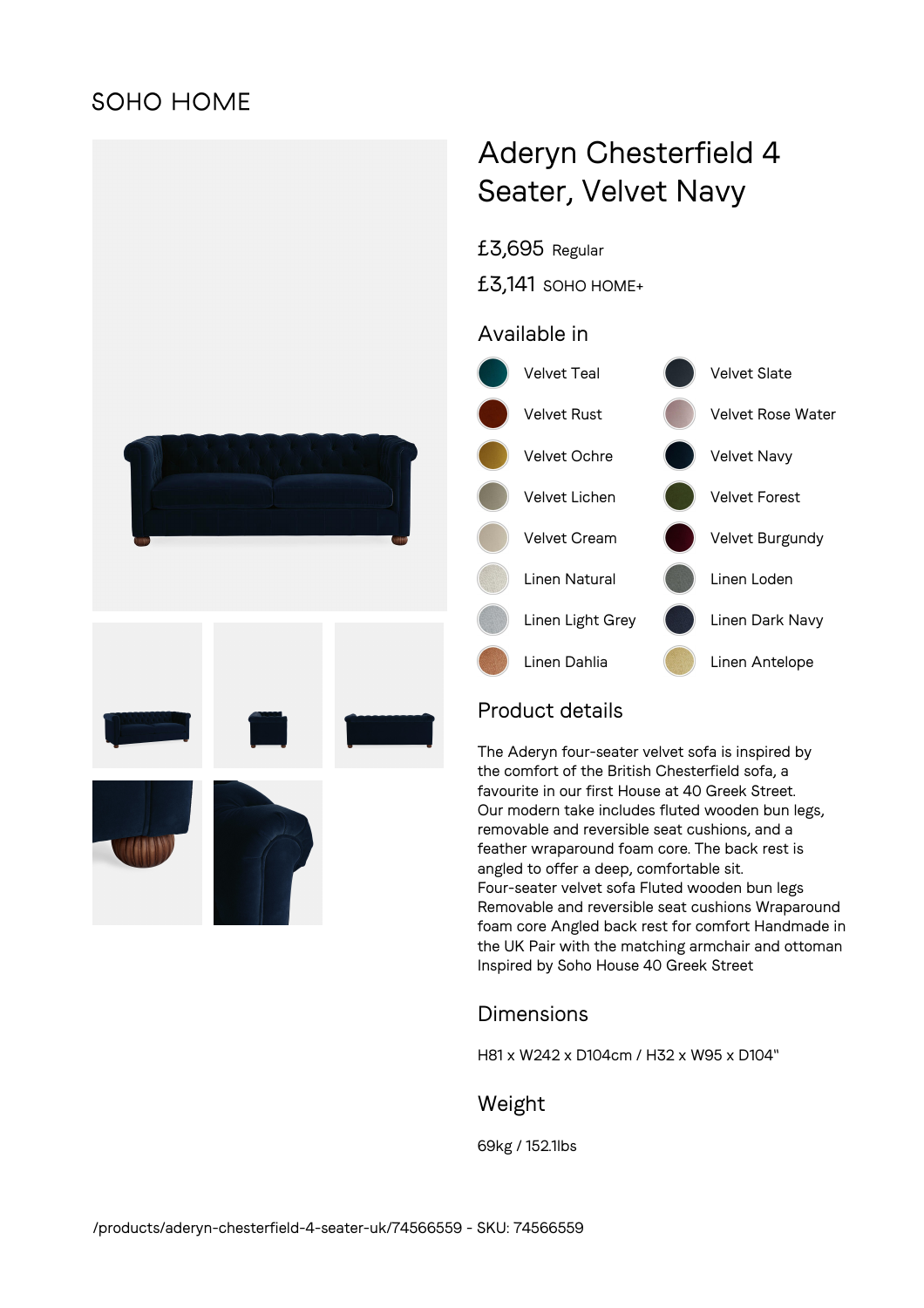SOHO HOME

# Aderyn Chesterfield 4 Seater, Velvet Navy

£3,695 Regular

£3,141 SOHO HOME+

## Available in

- Velvet Teal
- Velvet Rust
- Velvet Ochre
- Velvet Lichen
- Velvet Cream
- Linen Natural
- Linen Light Grey
- Linen Dahlia
- Velvet Slate
- Velvet Rose Water
- Velvet Navy
- Velvet Forest
- Velvet Burgundy
- Linen Loden
- Linen Dark Navy
- Linen Antelope

## Product details

The Aderyn four-seater velvet sofa is inspired by the comfort of the British Chesterfield sofa, a favourite in our first House at 40 Greek Street. Our modern take includes fluted wooden bun legs, removable and reversible seat cushions, and a feather wraparound foam core. The back rest is angled to offer a deep, comfortable sit. Four-seater velvet sofa Fluted wooden bun legs Removable and reversible seat cushions Wraparound foam core Angled back rest for comfort Handmade in the UK Pair with the matching armchair and ottoman Inspired by Soho House 40 Greek Street

## Dimensions

H81 x W242 x D104cm / H32 x W95 x D104"

## Weight

69kg / 152.1lbs

/products/aderyn-chesterfield-4-seater-uk/74566559 - SKU: 74566559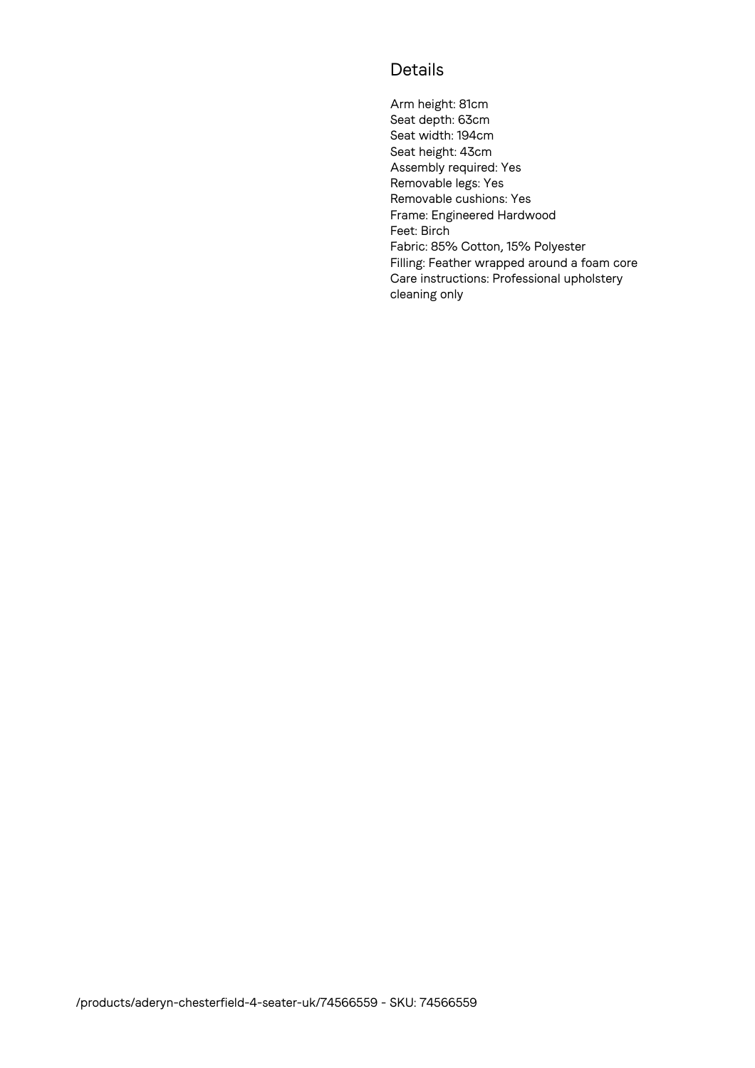## Details

Arm height: 81cm
Seat depth: 63cm
Seat width: 194cm
Seat height: 43cm
Assembly required: Yes
Removable legs: Yes
Removable cushions: Yes
Frame: Engineered Hardwood
Feet: Birch
Fabric: 85% Cotton, 15% Polyester
Filling: Feather wrapped around a foam core
Care instructions: Professional upholstery cleaning only

/products/aderyn-chesterfield-4-seater-uk/74566559 - SKU: 74566559